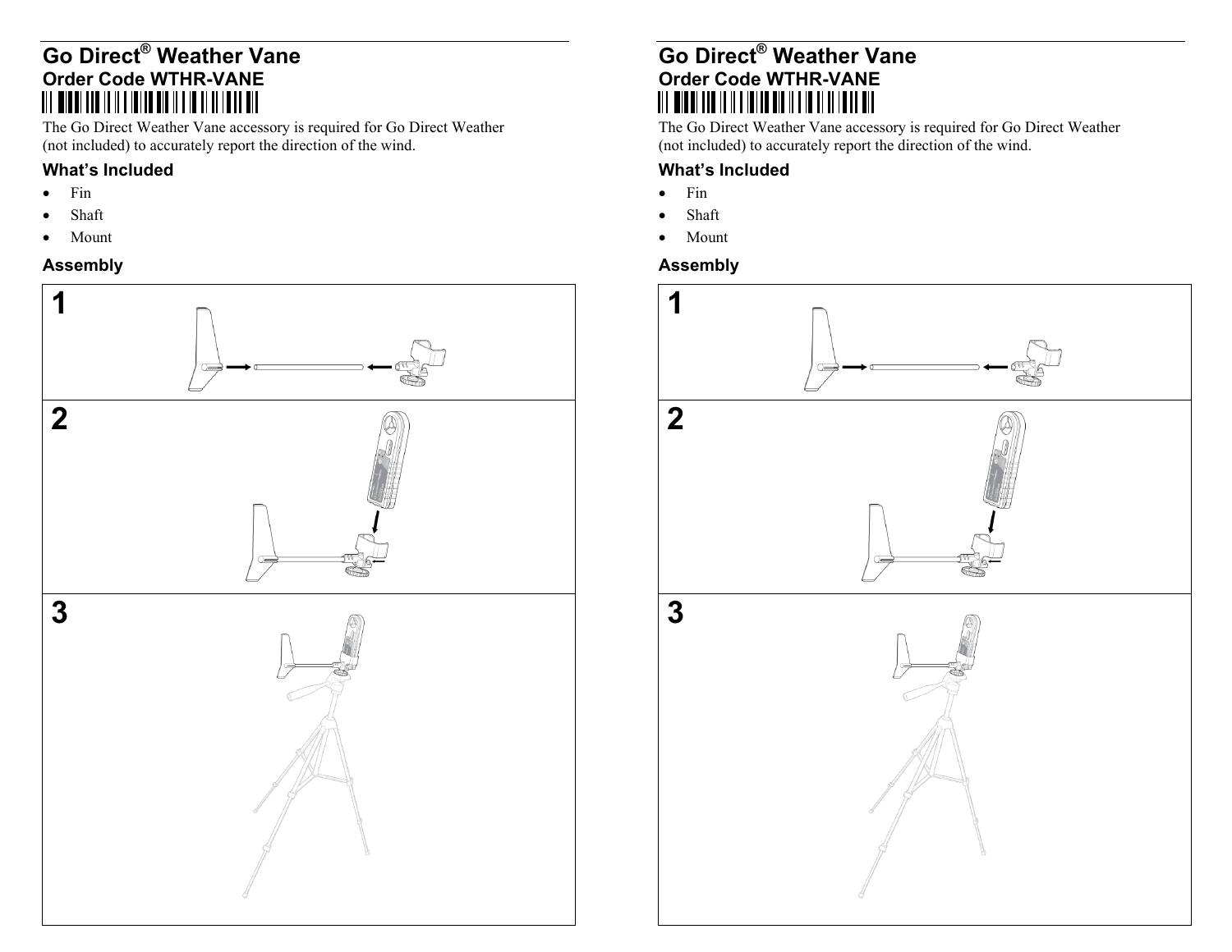# Go Direct® Weather Vane

## Order Code WTHR-VANE

The Go Direct Weather Vane accessory is required for Go Direct Weather (not included) to accurately report the direction of the wind.

### What's Included

- Fin
- Shaft
- Mount

### Assembly

1

2

3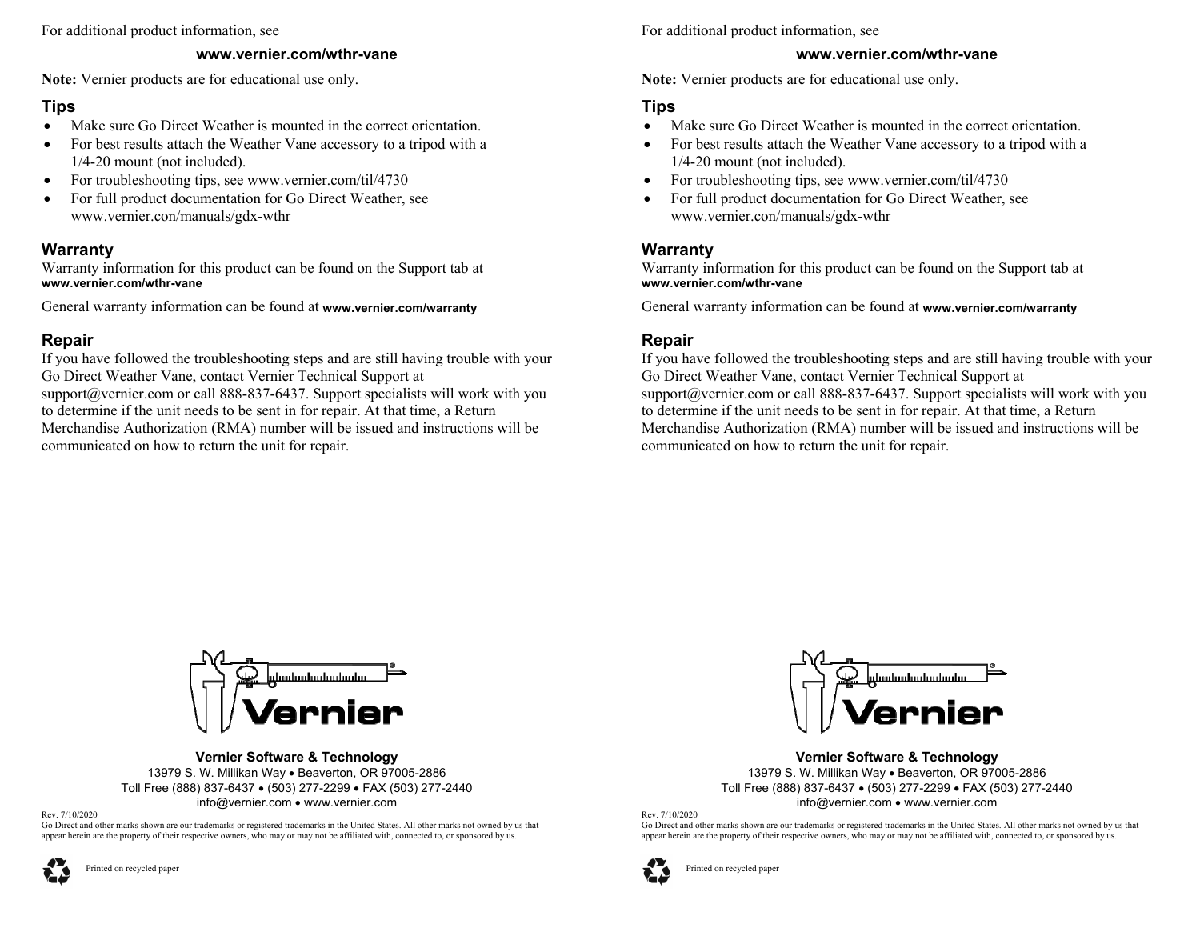For additional product information, see

**www.vernier.com/wthr-vane**

**Note:** Vernier products are for educational use only.

## Tips

- Make sure Go Direct Weather is mounted in the correct orientation.
- For best results attach the Weather Vane accessory to a tripod with a 1/4-20 mount (not included).
- For troubleshooting tips, see www.vernier.com/til/4730
- For full product documentation for Go Direct Weather, see www.vernier.con/manuals/gdx-wthr

## Warranty

Warranty information for this product can be found on the Support tab at **www.vernier.com/wthr-vane**

General warranty information can be found at **www.vernier.com/warranty**

## Repair

If you have followed the troubleshooting steps and are still having trouble with your Go Direct Weather Vane, contact Vernier Technical Support at support@vernier.com or call 888-837-6437. Support specialists will work with you to determine if the unit needs to be sent in for repair. At that time, a Return Merchandise Authorization (RMA) number will be issued and instructions will be communicated on how to return the unit for repair.

**Vernier Software & Technology**
13979 S. W. Millikan Way • Beaverton, OR 97005-2886
Toll Free (888) 837-6437 • (503) 277-2299 • FAX (503) 277-2440
info@vernier.com • www.vernier.com

Rev. 7/10/2020
Go Direct and other marks shown are our trademarks or registered trademarks in the United States. All other marks not owned by us that appear herein are the property of their respective owners, who may or may not be affiliated with, connected to, or sponsored by us.

Printed on recycled paper

For additional product information, see

**www.vernier.com/wthr-vane**

**Note:** Vernier products are for educational use only.

## Tips

- Make sure Go Direct Weather is mounted in the correct orientation.
- For best results attach the Weather Vane accessory to a tripod with a 1/4-20 mount (not included).
- For troubleshooting tips, see www.vernier.com/til/4730
- For full product documentation for Go Direct Weather, see www.vernier.con/manuals/gdx-wthr

## Warranty

Warranty information for this product can be found on the Support tab at **www.vernier.com/wthr-vane**

General warranty information can be found at **www.vernier.com/warranty**

## Repair

If you have followed the troubleshooting steps and are still having trouble with your Go Direct Weather Vane, contact Vernier Technical Support at support@vernier.com or call 888-837-6437. Support specialists will work with you to determine if the unit needs to be sent in for repair. At that time, a Return Merchandise Authorization (RMA) number will be issued and instructions will be communicated on how to return the unit for repair.

**Vernier Software & Technology**
13979 S. W. Millikan Way • Beaverton, OR 97005-2886
Toll Free (888) 837-6437 • (503) 277-2299 • FAX (503) 277-2440
info@vernier.com • www.vernier.com

Rev. 7/10/2020
Go Direct and other marks shown are our trademarks or registered trademarks in the United States. All other marks not owned by us that appear herein are the property of their respective owners, who may or may not be affiliated with, connected to, or sponsored by us.

Printed on recycled paper